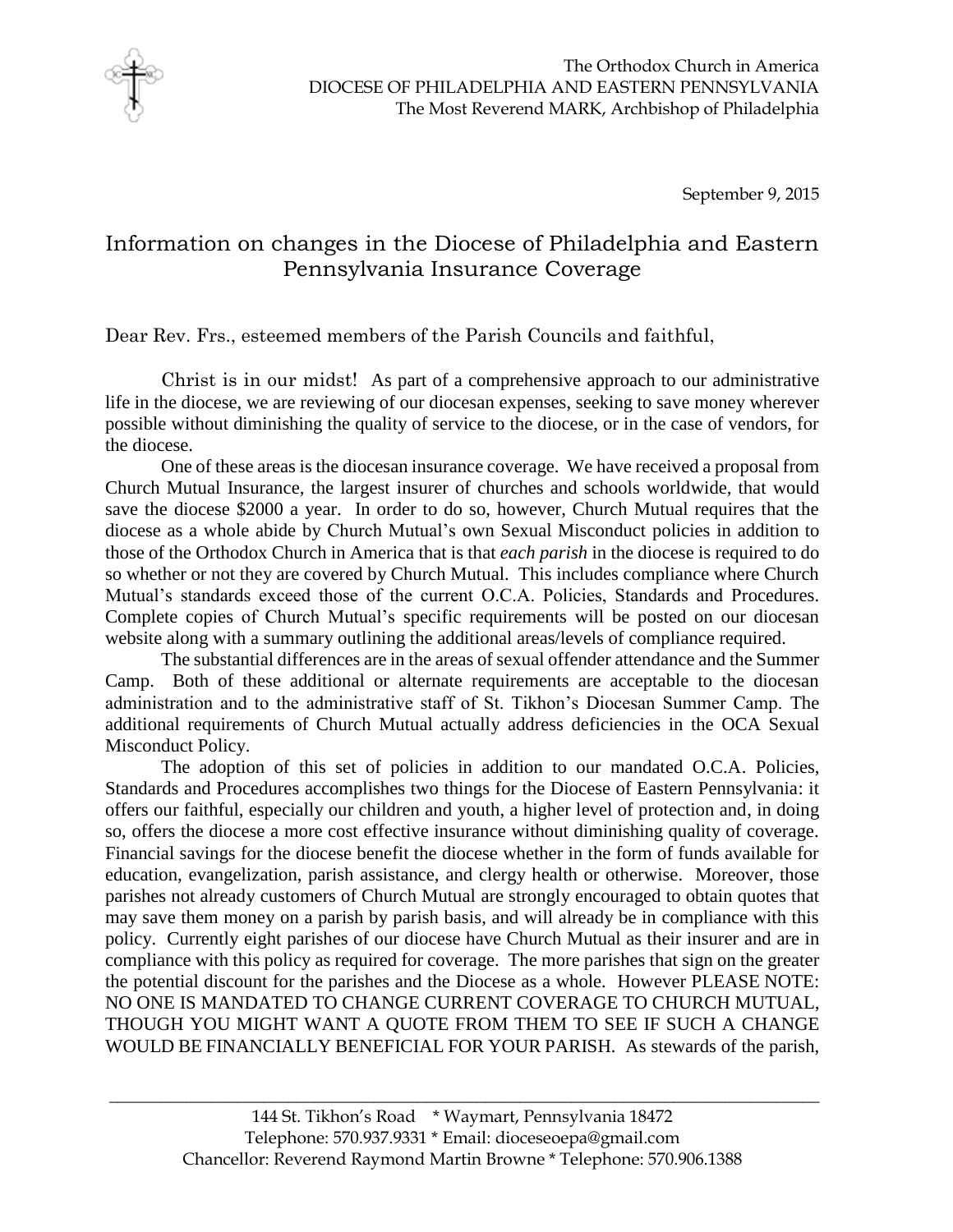The Orthodox Church in America
DIOCESE OF PHILADELPHIA AND EASTERN PENNSYLVANIA
The Most Reverend MARK, Archbishop of Philadelphia

September 9, 2015

# Information on changes in the Diocese of Philadelphia and Eastern Pennsylvania Insurance Coverage

Dear Rev. Frs., esteemed members of the Parish Councils and faithful,

Christ is in our midst! As part of a comprehensive approach to our administrative life in the diocese, we are reviewing of our diocesan expenses, seeking to save money wherever possible without diminishing the quality of service to the diocese, or in the case of vendors, for the diocese.

One of these areas is the diocesan insurance coverage. We have received a proposal from Church Mutual Insurance, the largest insurer of churches and schools worldwide, that would save the diocese $2000 a year. In order to do so, however, Church Mutual requires that the diocese as a whole abide by Church Mutual's own Sexual Misconduct policies in addition to those of the Orthodox Church in America that is that *each parish* in the diocese is required to do so whether or not they are covered by Church Mutual. This includes compliance where Church Mutual's standards exceed those of the current O.C.A. Policies, Standards and Procedures. Complete copies of Church Mutual's specific requirements will be posted on our diocesan website along with a summary outlining the additional areas/levels of compliance required.

The substantial differences are in the areas of sexual offender attendance and the Summer Camp. Both of these additional or alternate requirements are acceptable to the diocesan administration and to the administrative staff of St. Tikhon's Diocesan Summer Camp. The additional requirements of Church Mutual actually address deficiencies in the OCA Sexual Misconduct Policy.

The adoption of this set of policies in addition to our mandated O.C.A. Policies, Standards and Procedures accomplishes two things for the Diocese of Eastern Pennsylvania: it offers our faithful, especially our children and youth, a higher level of protection and, in doing so, offers the diocese a more cost effective insurance without diminishing quality of coverage. Financial savings for the diocese benefit the diocese whether in the form of funds available for education, evangelization, parish assistance, and clergy health or otherwise. Moreover, those parishes not already customers of Church Mutual are strongly encouraged to obtain quotes that may save them money on a parish by parish basis, and will already be in compliance with this policy. Currently eight parishes of our diocese have Church Mutual as their insurer and are in compliance with this policy as required for coverage. The more parishes that sign on the greater the potential discount for the parishes and the Diocese as a whole. However PLEASE NOTE: NO ONE IS MANDATED TO CHANGE CURRENT COVERAGE TO CHURCH MUTUAL, THOUGH YOU MIGHT WANT A QUOTE FROM THEM TO SEE IF SUCH A CHANGE WOULD BE FINANCIALLY BENEFICIAL FOR YOUR PARISH. As stewards of the parish,

144 St. Tikhon's Road * Waymart, Pennsylvania 18472
Telephone: 570.937.9331 * Email: dioceseoepa@gmail.com
Chancellor: Reverend Raymond Martin Browne * Telephone: 570.906.1388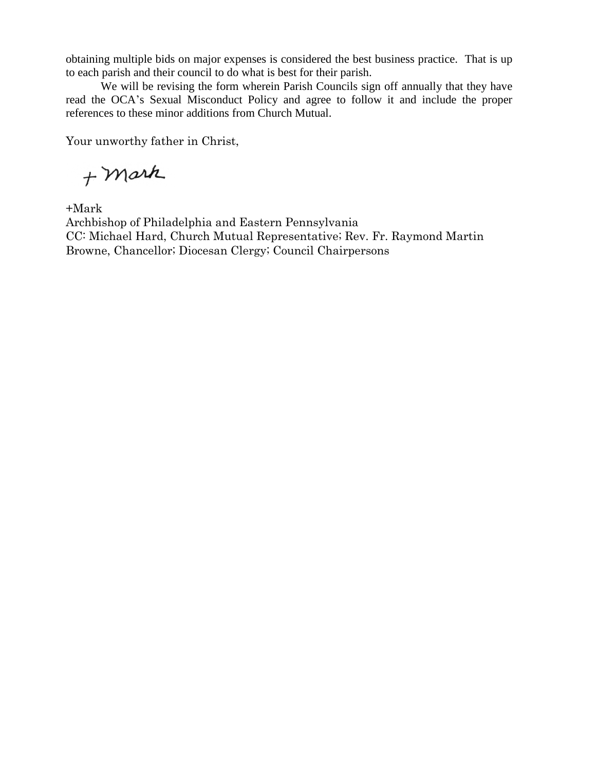obtaining multiple bids on major expenses is considered the best business practice. That is up to each parish and their council to do what is best for their parish.

We will be revising the form wherein Parish Councils sign off annually that they have read the OCA's Sexual Misconduct Policy and agree to follow it and include the proper references to these minor additions from Church Mutual.

Your unworthy father in Christ,

+Mark

+Mark
Archbishop of Philadelphia and Eastern Pennsylvania
CC: Michael Hard, Church Mutual Representative; Rev. Fr. Raymond Martin Browne, Chancellor; Diocesan Clergy; Council Chairpersons